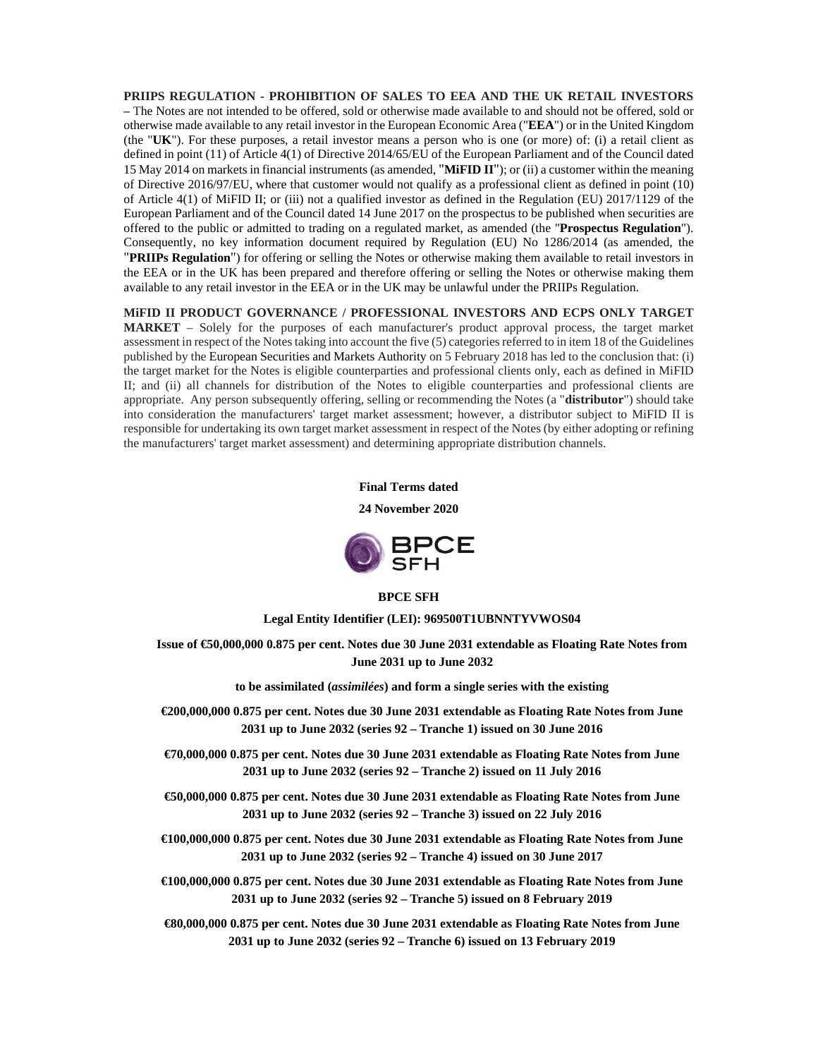**PRIIPS REGULATION - PROHIBITION OF SALES TO EEA AND THE UK RETAIL INVESTORS** – The Notes are not intended to be offered, sold or otherwise made available to and should not be offered, sold or otherwise made available to any retail investor in the European Economic Area ("**EEA**") or in the United Kingdom (the "**UK**"). For these purposes, a retail investor means a person who is one (or more) of: (i) a retail client as defined in point (11) of Article 4(1) of Directive 2014/65/EU of the European Parliament and of the Council dated 15 May 2014 on markets in financial instruments (as amended, "**MiFID II**"); or (ii) a customer within the meaning of Directive 2016/97/EU, where that customer would not qualify as a professional client as defined in point (10) of Article 4(1) of MiFID II; or (iii) not a qualified investor as defined in the Regulation (EU) 2017/1129 of the European Parliament and of the Council dated 14 June 2017 on the prospectus to be published when securities are offered to the public or admitted to trading on a regulated market, as amended (the "**Prospectus Regulation**"). Consequently, no key information document required by Regulation (EU) No 1286/2014 (as amended, the "**PRIIPs Regulation**") for offering or selling the Notes or otherwise making them available to retail investors in the EEA or in the UK has been prepared and therefore offering or selling the Notes or otherwise making them available to any retail investor in the EEA or in the UK may be unlawful under the PRIIPs Regulation.

**MiFID II PRODUCT GOVERNANCE / PROFESSIONAL INVESTORS AND ECPS ONLY TARGET MARKET** – Solely for the purposes of each manufacturer's product approval process, the target market assessment in respect of the Notes taking into account the five (5) categories referred to in item 18 of the Guidelines published by the European Securities and Markets Authority on 5 February 2018 has led to the conclusion that: (i) the target market for the Notes is eligible counterparties and professional clients only, each as defined in MiFID II; and (ii) all channels for distribution of the Notes to eligible counterparties and professional clients are appropriate. Any person subsequently offering, selling or recommending the Notes (a "**distributor**") should take into consideration the manufacturers' target market assessment; however, a distributor subject to MiFID II is responsible for undertaking its own target market assessment in respect of the Notes (by either adopting or refining the manufacturers' target market assessment) and determining appropriate distribution channels.

**Final Terms dated**

**24 November 2020**

BPCE SFH

**BPCE SFH**

**Legal Entity Identifier (LEI): 969500T1UBNNTYVWOS04**

**Issue of €50,000,000 0.875 per cent. Notes due 30 June 2031 extendable as Floating Rate Notes from June 2031 up to June 2032**

**to be assimilated (*assimilées*) and form a single series with the existing**

**€200,000,000 0.875 per cent. Notes due 30 June 2031 extendable as Floating Rate Notes from June 2031 up to June 2032 (series 92 – Tranche 1) issued on 30 June 2016**

**€70,000,000 0.875 per cent. Notes due 30 June 2031 extendable as Floating Rate Notes from June 2031 up to June 2032 (series 92 – Tranche 2) issued on 11 July 2016**

**€50,000,000 0.875 per cent. Notes due 30 June 2031 extendable as Floating Rate Notes from June 2031 up to June 2032 (series 92 – Tranche 3) issued on 22 July 2016**

**€100,000,000 0.875 per cent. Notes due 30 June 2031 extendable as Floating Rate Notes from June 2031 up to June 2032 (series 92 – Tranche 4) issued on 30 June 2017**

**€100,000,000 0.875 per cent. Notes due 30 June 2031 extendable as Floating Rate Notes from June 2031 up to June 2032 (series 92 – Tranche 5) issued on 8 February 2019**

**€80,000,000 0.875 per cent. Notes due 30 June 2031 extendable as Floating Rate Notes from June 2031 up to June 2032 (series 92 – Tranche 6) issued on 13 February 2019**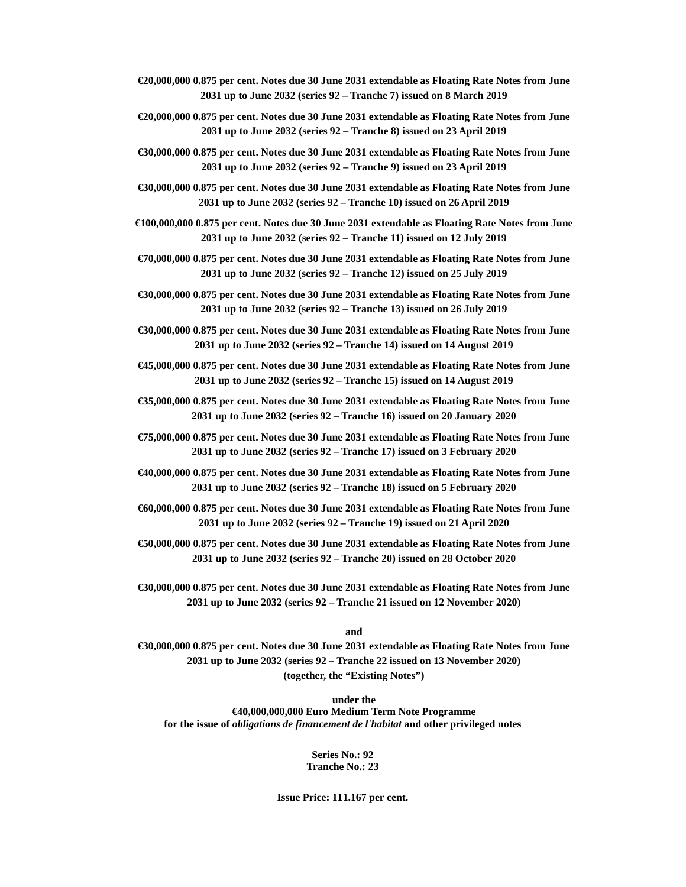**€20,000,000 0.875 per cent. Notes due 30 June 2031 extendable as Floating Rate Notes from June 2031 up to June 2032 (series 92 – Tranche 7) issued on 8 March 2019**

**€20,000,000 0.875 per cent. Notes due 30 June 2031 extendable as Floating Rate Notes from June 2031 up to June 2032 (series 92 – Tranche 8) issued on 23 April 2019**

**€30,000,000 0.875 per cent. Notes due 30 June 2031 extendable as Floating Rate Notes from June 2031 up to June 2032 (series 92 – Tranche 9) issued on 23 April 2019**

**€30,000,000 0.875 per cent. Notes due 30 June 2031 extendable as Floating Rate Notes from June 2031 up to June 2032 (series 92 – Tranche 10) issued on 26 April 2019**

**€100,000,000 0.875 per cent. Notes due 30 June 2031 extendable as Floating Rate Notes from June 2031 up to June 2032 (series 92 – Tranche 11) issued on 12 July 2019**

**€70,000,000 0.875 per cent. Notes due 30 June 2031 extendable as Floating Rate Notes from June 2031 up to June 2032 (series 92 – Tranche 12) issued on 25 July 2019**

**€30,000,000 0.875 per cent. Notes due 30 June 2031 extendable as Floating Rate Notes from June 2031 up to June 2032 (series 92 – Tranche 13) issued on 26 July 2019**

**€30,000,000 0.875 per cent. Notes due 30 June 2031 extendable as Floating Rate Notes from June 2031 up to June 2032 (series 92 – Tranche 14) issued on 14 August 2019**

**€45,000,000 0.875 per cent. Notes due 30 June 2031 extendable as Floating Rate Notes from June 2031 up to June 2032 (series 92 – Tranche 15) issued on 14 August 2019**

**€35,000,000 0.875 per cent. Notes due 30 June 2031 extendable as Floating Rate Notes from June 2031 up to June 2032 (series 92 – Tranche 16) issued on 20 January 2020**

**€75,000,000 0.875 per cent. Notes due 30 June 2031 extendable as Floating Rate Notes from June 2031 up to June 2032 (series 92 – Tranche 17) issued on 3 February 2020**

**€40,000,000 0.875 per cent. Notes due 30 June 2031 extendable as Floating Rate Notes from June 2031 up to June 2032 (series 92 – Tranche 18) issued on 5 February 2020**

**€60,000,000 0.875 per cent. Notes due 30 June 2031 extendable as Floating Rate Notes from June 2031 up to June 2032 (series 92 – Tranche 19) issued on 21 April 2020**

**€50,000,000 0.875 per cent. Notes due 30 June 2031 extendable as Floating Rate Notes from June 2031 up to June 2032 (series 92 – Tranche 20) issued on 28 October 2020**

**€30,000,000 0.875 per cent. Notes due 30 June 2031 extendable as Floating Rate Notes from June 2031 up to June 2032 (series 92 – Tranche 21 issued on 12 November 2020)**

**and**

**€30,000,000 0.875 per cent. Notes due 30 June 2031 extendable as Floating Rate Notes from June 2031 up to June 2032 (series 92 – Tranche 22 issued on 13 November 2020)**
**(together, the "Existing Notes")**

**under the**
**€40,000,000,000 Euro Medium Term Note Programme**
**for the issue of *obligations de financement de l'habitat* and other privileged notes**

**Series No.: 92**
**Tranche No.: 23**

**Issue Price: 111.167 per cent.**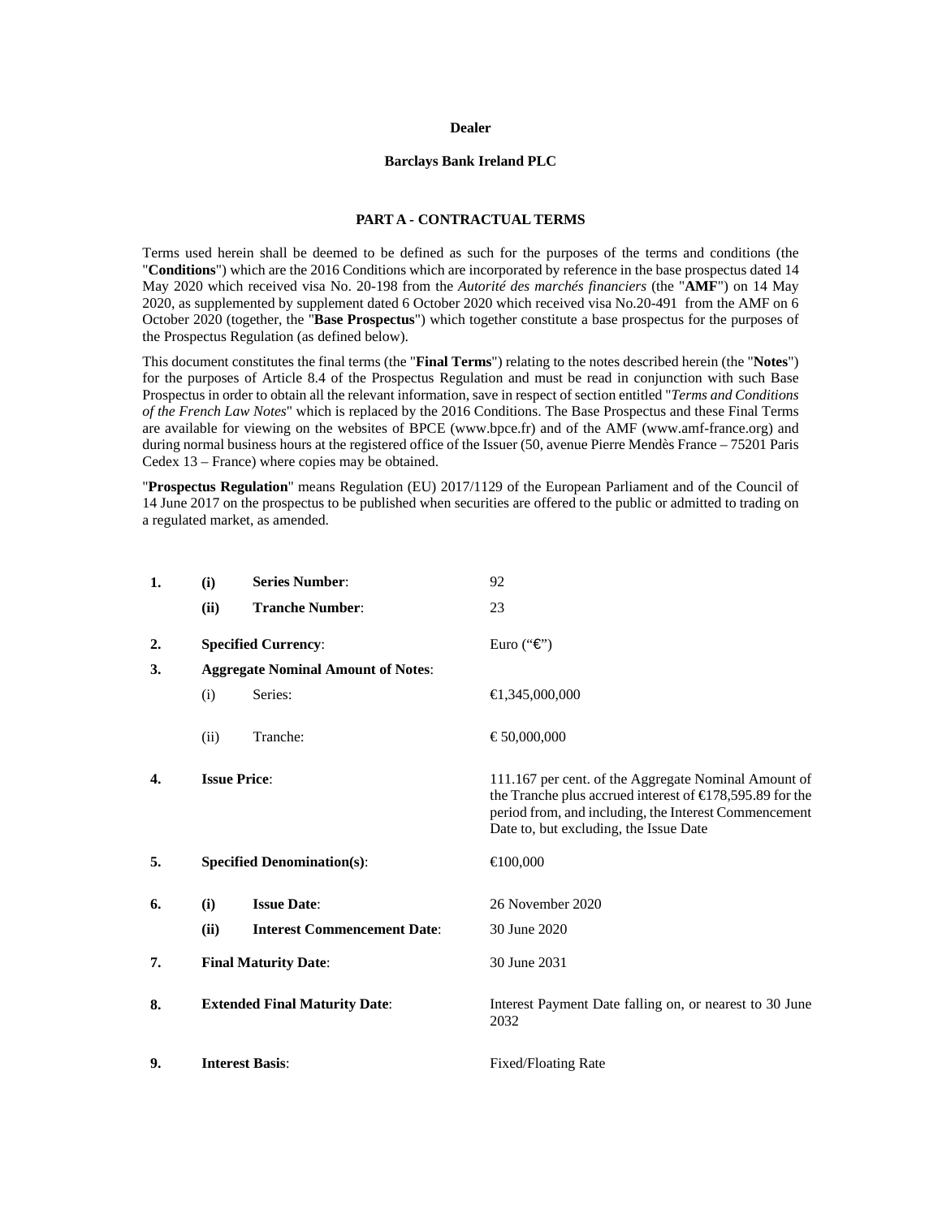**Dealer**

**Barclays Bank Ireland PLC**

## PART A - CONTRACTUAL TERMS

Terms used herein shall be deemed to be defined as such for the purposes of the terms and conditions (the "**Conditions**") which are the 2016 Conditions which are incorporated by reference in the base prospectus dated 14 May 2020 which received visa No. 20-198 from the *Autorité des marchés financiers* (the "**AMF**") on 14 May 2020, as supplemented by supplement dated 6 October 2020 which received visa No.20-491 from the AMF on 6 October 2020 (together, the "**Base Prospectus**") which together constitute a base prospectus for the purposes of the Prospectus Regulation (as defined below).

This document constitutes the final terms (the "**Final Terms**") relating to the notes described herein (the "**Notes**") for the purposes of Article 8.4 of the Prospectus Regulation and must be read in conjunction with such Base Prospectus in order to obtain all the relevant information, save in respect of section entitled "*Terms and Conditions of the French Law Notes*" which is replaced by the 2016 Conditions. The Base Prospectus and these Final Terms are available for viewing on the websites of BPCE (www.bpce.fr) and of the AMF (www.amf-france.org) and during normal business hours at the registered office of the Issuer (50, avenue Pierre Mendès France – 75201 Paris Cedex 13 – France) where copies may be obtained.

"**Prospectus Regulation**" means Regulation (EU) 2017/1129 of the European Parliament and of the Council of 14 June 2017 on the prospectus to be published when securities are offered to the public or admitted to trading on a regulated market, as amended.

| | | | |
|---|---|---|---|
| **1.** | **(i)** | **Series Number**: | 92 |
| | **(ii)** | **Tranche Number**: | 23 |
| **2.** | **Specified Currency**: | | Euro ("€") |
| **3.** | **Aggregate Nominal Amount of Notes**: | | |
| | (i) | Series: | €1,345,000,000 |
| | (ii) | Tranche: | € 50,000,000 |
| **4.** | **Issue Price**: | | 111.167 per cent. of the Aggregate Nominal Amount of the Tranche plus accrued interest of €178,595.89 for the period from, and including, the Interest Commencement Date to, but excluding, the Issue Date |
| **5.** | **Specified Denomination(s)**: | | €100,000 |
| **6.** | **(i)** | **Issue Date**: | 26 November 2020 |
| | **(ii)** | **Interest Commencement Date**: | 30 June 2020 |
| **7.** | **Final Maturity Date**: | | 30 June 2031 |
| **8.** | **Extended Final Maturity Date**: | | Interest Payment Date falling on, or nearest to 30 June 2032 |
| **9.** | **Interest Basis**: | | Fixed/Floating Rate |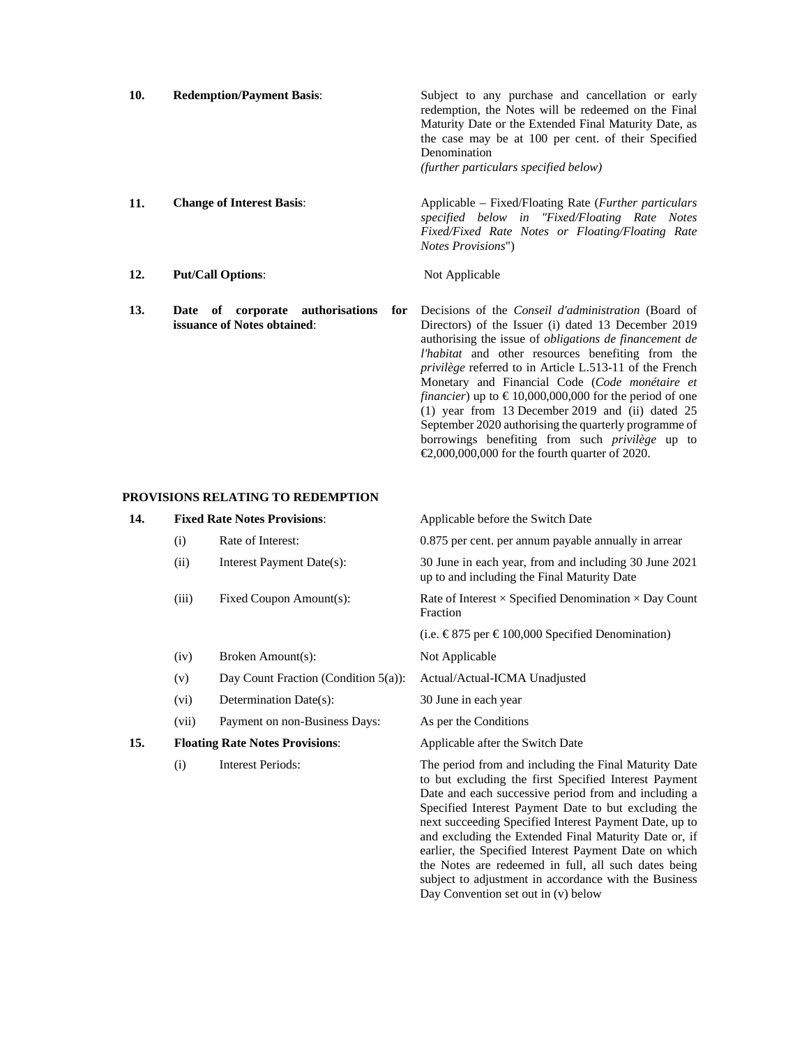| | | |
|---|---|---|
| **10.** | **Redemption/Payment Basis**: | Subject to any purchase and cancellation or early redemption, the Notes will be redeemed on the Final Maturity Date or the Extended Final Maturity Date, as the case may be at 100 per cent. of their Specified Denomination<br>*(further particulars specified below)* |
| **11.** | **Change of Interest Basis**: | Applicable – Fixed/Floating Rate (*Further particulars specified below in "Fixed/Floating Rate Notes Fixed/Fixed Rate Notes or Floating/Floating Rate Notes Provisions*") |
| **12.** | **Put/Call Options**: | Not Applicable |
| **13.** | **Date of corporate authorisations for issuance of Notes obtained**: | Decisions of the *Conseil d'administration* (Board of Directors) of the Issuer (i) dated 13 December 2019 authorising the issue of *obligations de financement de l'habitat* and other resources benefiting from the *privilège* referred to in Article L.513-11 of the French Monetary and Financial Code (*Code monétaire et financier*) up to € 10,000,000,000 for the period of one (1) year from 13 December 2019 and (ii) dated 25 September 2020 authorising the quarterly programme of borrowings benefiting from such *privilège* up to €2,000,000,000 for the fourth quarter of 2020. |

**PROVISIONS RELATING TO REDEMPTION**

| | | | |
|---|---|---|---|
| **14.** | **Fixed Rate Notes Provisions**: | | Applicable before the Switch Date |
| | (i) | Rate of Interest: | 0.875 per cent. per annum payable annually in arrear |
| | (ii) | Interest Payment Date(s): | 30 June in each year, from and including 30 June 2021 up to and including the Final Maturity Date |
| | (iii) | Fixed Coupon Amount(s): | Rate of Interest × Specified Denomination × Day Count Fraction<br>(i.e. € 875 per € 100,000 Specified Denomination) |
| | (iv) | Broken Amount(s): | Not Applicable |
| | (v) | Day Count Fraction (Condition 5(a)): | Actual/Actual-ICMA Unadjusted |
| | (vi) | Determination Date(s): | 30 June in each year |
| | (vii) | Payment on non-Business Days: | As per the Conditions |
| **15.** | **Floating Rate Notes Provisions**: | | Applicable after the Switch Date |
| | (i) | Interest Periods: | The period from and including the Final Maturity Date to but excluding the first Specified Interest Payment Date and each successive period from and including a Specified Interest Payment Date to but excluding the next succeeding Specified Interest Payment Date, up to and excluding the Extended Final Maturity Date or, if earlier, the Specified Interest Payment Date on which the Notes are redeemed in full, all such dates being subject to adjustment in accordance with the Business Day Convention set out in (v) below |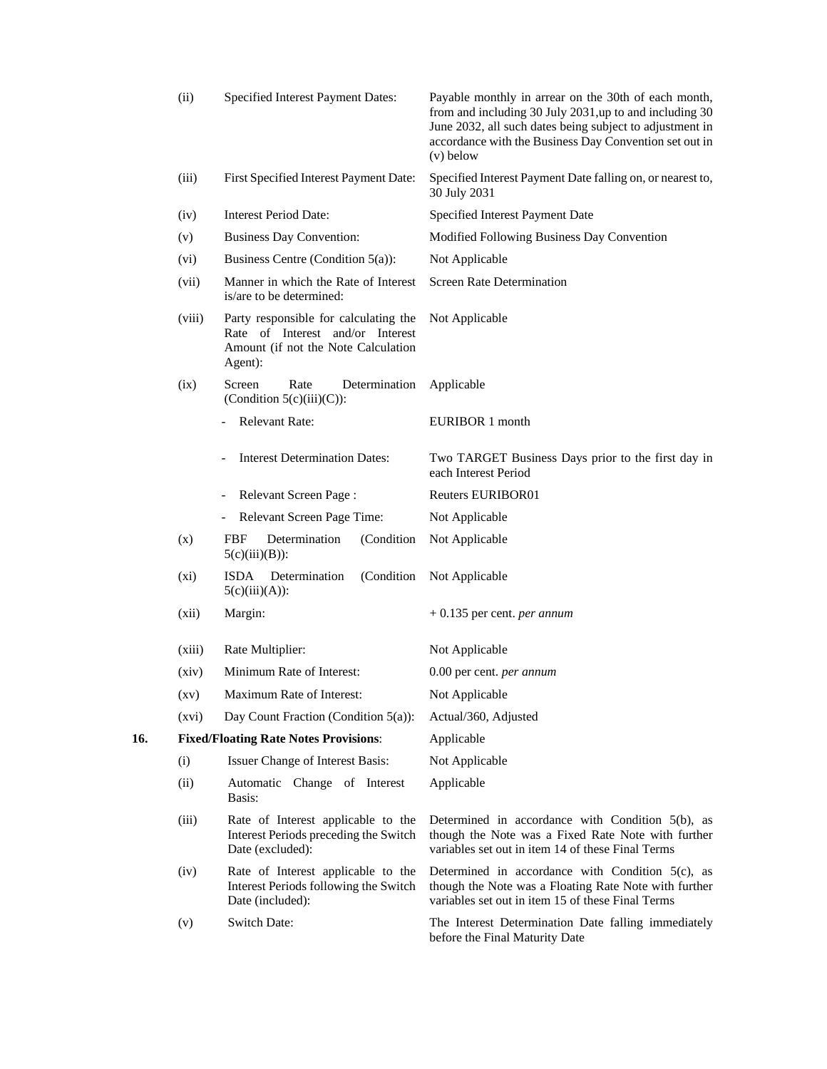| | | |
|---|---|---|
| (ii) | Specified Interest Payment Dates: | Payable monthly in arrear on the 30th of each month, from and including 30 July 2031,up to and including 30 June 2032, all such dates being subject to adjustment in accordance with the Business Day Convention set out in (v) below |
| (iii) | First Specified Interest Payment Date: | Specified Interest Payment Date falling on, or nearest to, 30 July 2031 |
| (iv) | Interest Period Date: | Specified Interest Payment Date |
| (v) | Business Day Convention: | Modified Following Business Day Convention |
| (vi) | Business Centre (Condition 5(a)): | Not Applicable |
| (vii) | Manner in which the Rate of Interest is/are to be determined: | Screen Rate Determination |
| (viii) | Party responsible for calculating the Rate of Interest and/or Interest Amount (if not the Note Calculation Agent): | Not Applicable |
| (ix) | Screen Rate Determination (Condition 5(c)(iii)(C)): | Applicable |
| | - Relevant Rate: | EURIBOR 1 month |
| | - Interest Determination Dates: | Two TARGET Business Days prior to the first day in each Interest Period |
| | - Relevant Screen Page : | Reuters EURIBOR01 |
| | - Relevant Screen Page Time: | Not Applicable |
| (x) | FBF Determination (Condition 5(c)(iii)(B)): | Not Applicable |
| (xi) | ISDA Determination (Condition 5(c)(iii)(A)): | Not Applicable |
| (xii) | Margin: | + 0.135 per cent. *per annum* |
| (xiii) | Rate Multiplier: | Not Applicable |
| (xiv) | Minimum Rate of Interest: | 0.00 per cent. *per annum* |
| (xv) | Maximum Rate of Interest: | Not Applicable |
| (xvi) | Day Count Fraction (Condition 5(a)): | Actual/360, Adjusted |

**16. Fixed/Floating Rate Notes Provisions**: Applicable

| | | |
|---|---|---|
| (i) | Issuer Change of Interest Basis: | Not Applicable |
| (ii) | Automatic Change of Interest Basis: | Applicable |
| (iii) | Rate of Interest applicable to the Interest Periods preceding the Switch Date (excluded): | Determined in accordance with Condition 5(b), as though the Note was a Fixed Rate Note with further variables set out in item 14 of these Final Terms |
| (iv) | Rate of Interest applicable to the Interest Periods following the Switch Date (included): | Determined in accordance with Condition 5(c), as though the Note was a Floating Rate Note with further variables set out in item 15 of these Final Terms |
| (v) | Switch Date: | The Interest Determination Date falling immediately before the Final Maturity Date |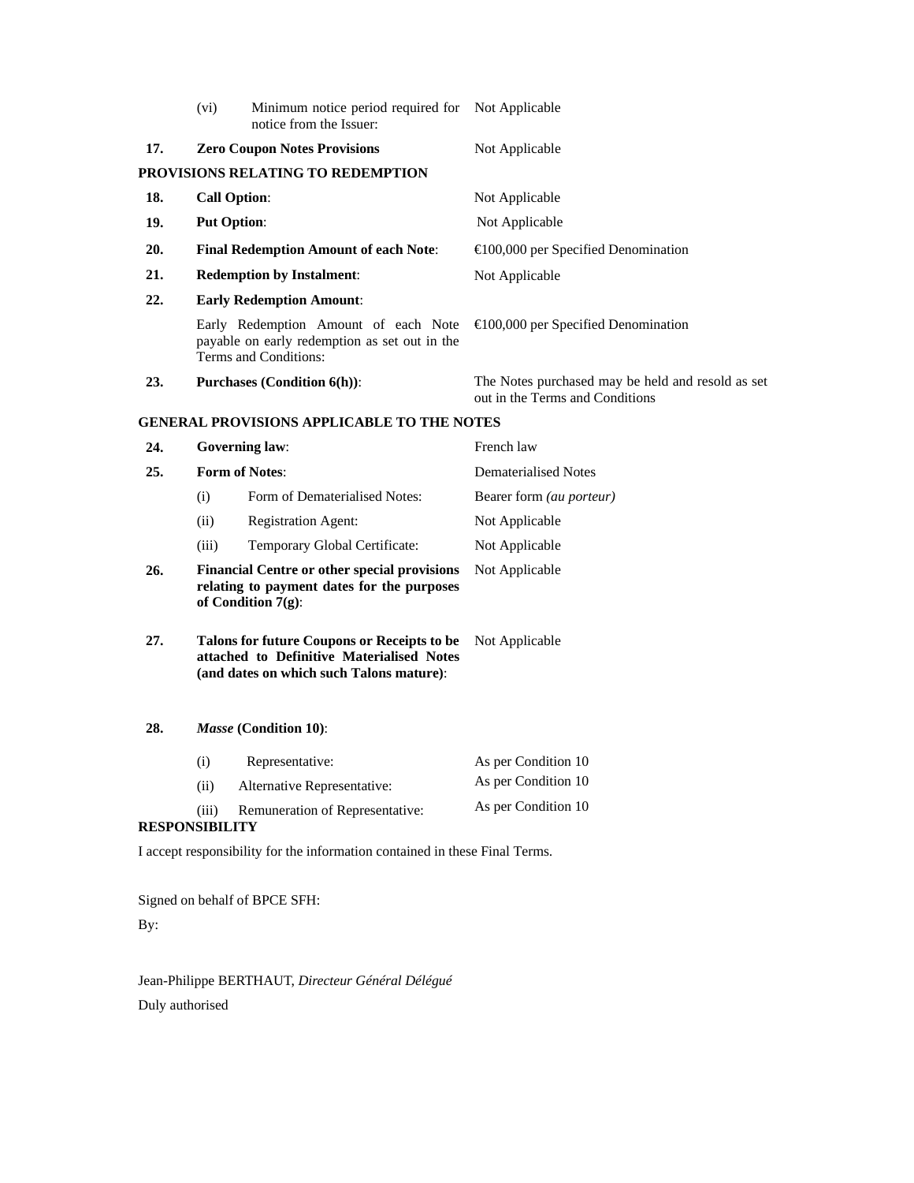| | | | |
|---|---|---|---|
| | (vi) | Minimum notice period required for notice from the Issuer: | Not Applicable |
| **17.** | **Zero Coupon Notes Provisions** | | Not Applicable |

**PROVISIONS RELATING TO REDEMPTION**

| | | |
|---|---|---|
| **18.** | **Call Option**: | Not Applicable |
| **19.** | **Put Option**: | Not Applicable |
| **20.** | **Final Redemption Amount of each Note**: | €100,000 per Specified Denomination |
| **21.** | **Redemption by Instalment**: | Not Applicable |
| **22.** | **Early Redemption Amount**: | |
| | Early Redemption Amount of each Note payable on early redemption as set out in the Terms and Conditions: | €100,000 per Specified Denomination |
| **23.** | **Purchases (Condition 6(h))**: | The Notes purchased may be held and resold as set out in the Terms and Conditions |

**GENERAL PROVISIONS APPLICABLE TO THE NOTES**

| | | | |
|---|---|---|---|
| **24.** | **Governing law**: | | French law |
| **25.** | **Form of Notes**: | | Dematerialised Notes |
| | (i) | Form of Dematerialised Notes: | Bearer form *(au porteur)* |
| | (ii) | Registration Agent: | Not Applicable |
| | (iii) | Temporary Global Certificate: | Not Applicable |
| **26.** | **Financial Centre or other special provisions relating to payment dates for the purposes of Condition 7(g)**: | | Not Applicable |
| **27.** | **Talons for future Coupons or Receipts to be attached to Definitive Materialised Notes (and dates on which such Talons mature)**: | | Not Applicable |
| **28.** | ***Masse* (Condition 10)**: | | |
| | (i) | Representative: | As per Condition 10 |
| | (ii) | Alternative Representative: | As per Condition 10 |
| | (iii) | Remuneration of Representative: | As per Condition 10 |

**RESPONSIBILITY**

I accept responsibility for the information contained in these Final Terms.

Signed on behalf of BPCE SFH:

By:

Jean-Philippe BERTHAUT, *Directeur Général Délégué*

Duly authorised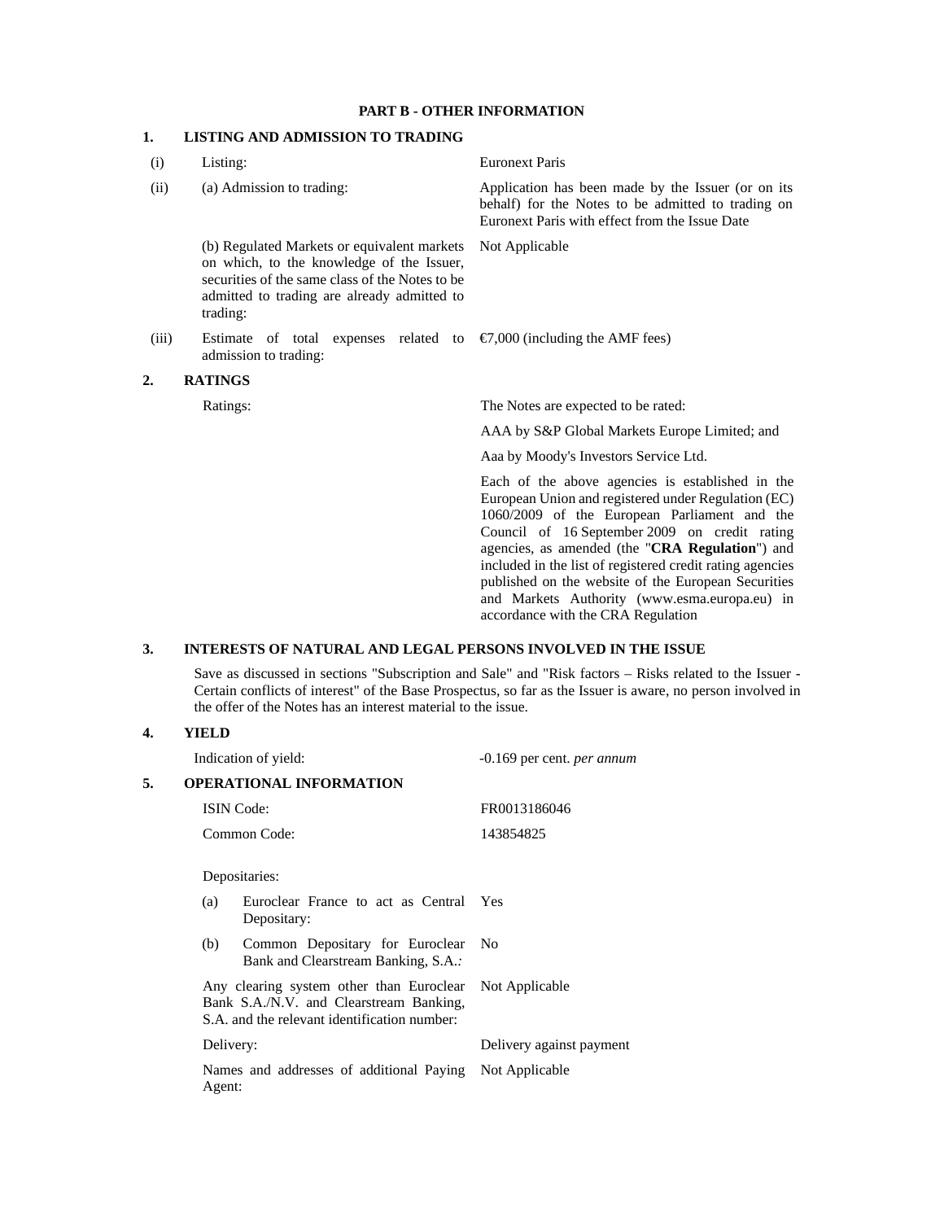# PART B - OTHER INFORMATION

## 1. LISTING AND ADMISSION TO TRADING

| | | |
|---|---|---|
| (i) | Listing: | Euronext Paris |
| (ii) | (a) Admission to trading: | Application has been made by the Issuer (or on its behalf) for the Notes to be admitted to trading on Euronext Paris with effect from the Issue Date |
| | (b) Regulated Markets or equivalent markets on which, to the knowledge of the Issuer, securities of the same class of the Notes to be admitted to trading are already admitted to trading: | Not Applicable |
| (iii) | Estimate of total expenses related to admission to trading: | €7,000 (including the AMF fees) |

## 2. RATINGS

| | |
|---|---|
| Ratings: | The Notes are expected to be rated: |
| | AAA by S&P Global Markets Europe Limited; and |
| | Aaa by Moody's Investors Service Ltd. |
| | Each of the above agencies is established in the European Union and registered under Regulation (EC) 1060/2009 of the European Parliament and the Council of 16 September 2009 on credit rating agencies, as amended (the "**CRA Regulation**") and included in the list of registered credit rating agencies published on the website of the European Securities and Markets Authority (www.esma.europa.eu) in accordance with the CRA Regulation |

## 3. INTERESTS OF NATURAL AND LEGAL PERSONS INVOLVED IN THE ISSUE

Save as discussed in sections "Subscription and Sale" and "Risk factors – Risks related to the Issuer - Certain conflicts of interest" of the Base Prospectus, so far as the Issuer is aware, no person involved in the offer of the Notes has an interest material to the issue.

## 4. YIELD

| | |
|---|---|
| Indication of yield: | -0.169 per cent. *per annum* |

## 5. OPERATIONAL INFORMATION

| | |
|---|---|
| ISIN Code: | FR0013186046 |
| Common Code: | 143854825 |
| Depositaries: | |
| (a) Euroclear France to act as Central Depositary: | Yes |
| (b) Common Depositary for Euroclear Bank and Clearstream Banking, S.A.*:* | No |
| Any clearing system other than Euroclear Bank S.A./N.V. and Clearstream Banking, S.A. and the relevant identification number: | Not Applicable |
| Delivery: | Delivery against payment |
| Names and addresses of additional Paying Agent: | Not Applicable |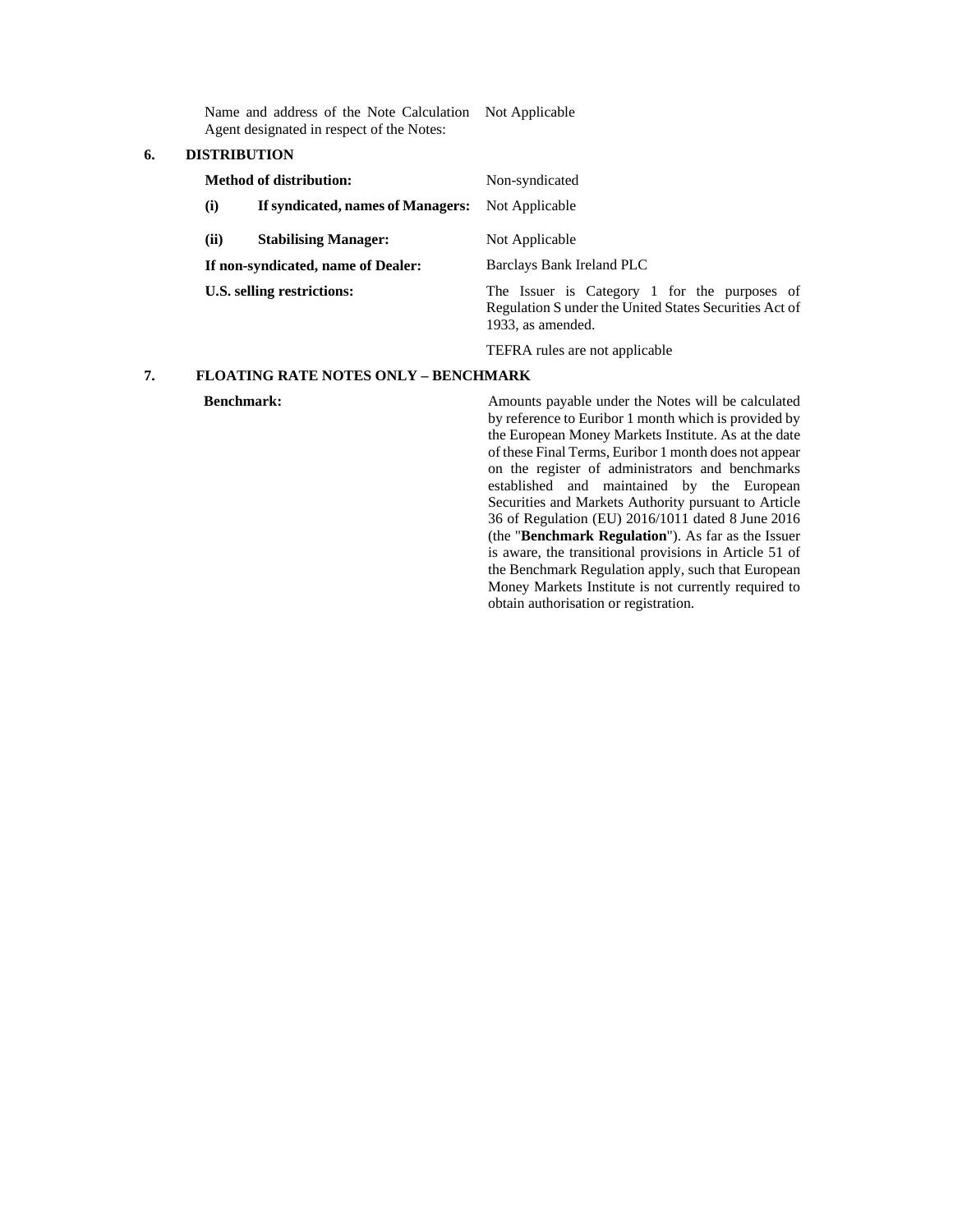| | |
|---|---|
| Name and address of the Note Calculation Agent designated in respect of the Notes: | Not Applicable |

## 6. DISTRIBUTION

| | |
|---|---|
| **Method of distribution:** | Non-syndicated |
| **(i) If syndicated, names of Managers:** | Not Applicable |
| **(ii) Stabilising Manager:** | Not Applicable |
| **If non-syndicated, name of Dealer:** | Barclays Bank Ireland PLC |
| **U.S. selling restrictions:** | The Issuer is Category 1 for the purposes of Regulation S under the United States Securities Act of 1933, as amended.<br><br>TEFRA rules are not applicable |

## 7. FLOATING RATE NOTES ONLY – BENCHMARK

| | |
|---|---|
| **Benchmark:** | Amounts payable under the Notes will be calculated by reference to Euribor 1 month which is provided by the European Money Markets Institute. As at the date of these Final Terms, Euribor 1 month does not appear on the register of administrators and benchmarks established and maintained by the European Securities and Markets Authority pursuant to Article 36 of Regulation (EU) 2016/1011 dated 8 June 2016 (the "**Benchmark Regulation**"). As far as the Issuer is aware, the transitional provisions in Article 51 of the Benchmark Regulation apply, such that European Money Markets Institute is not currently required to obtain authorisation or registration. |